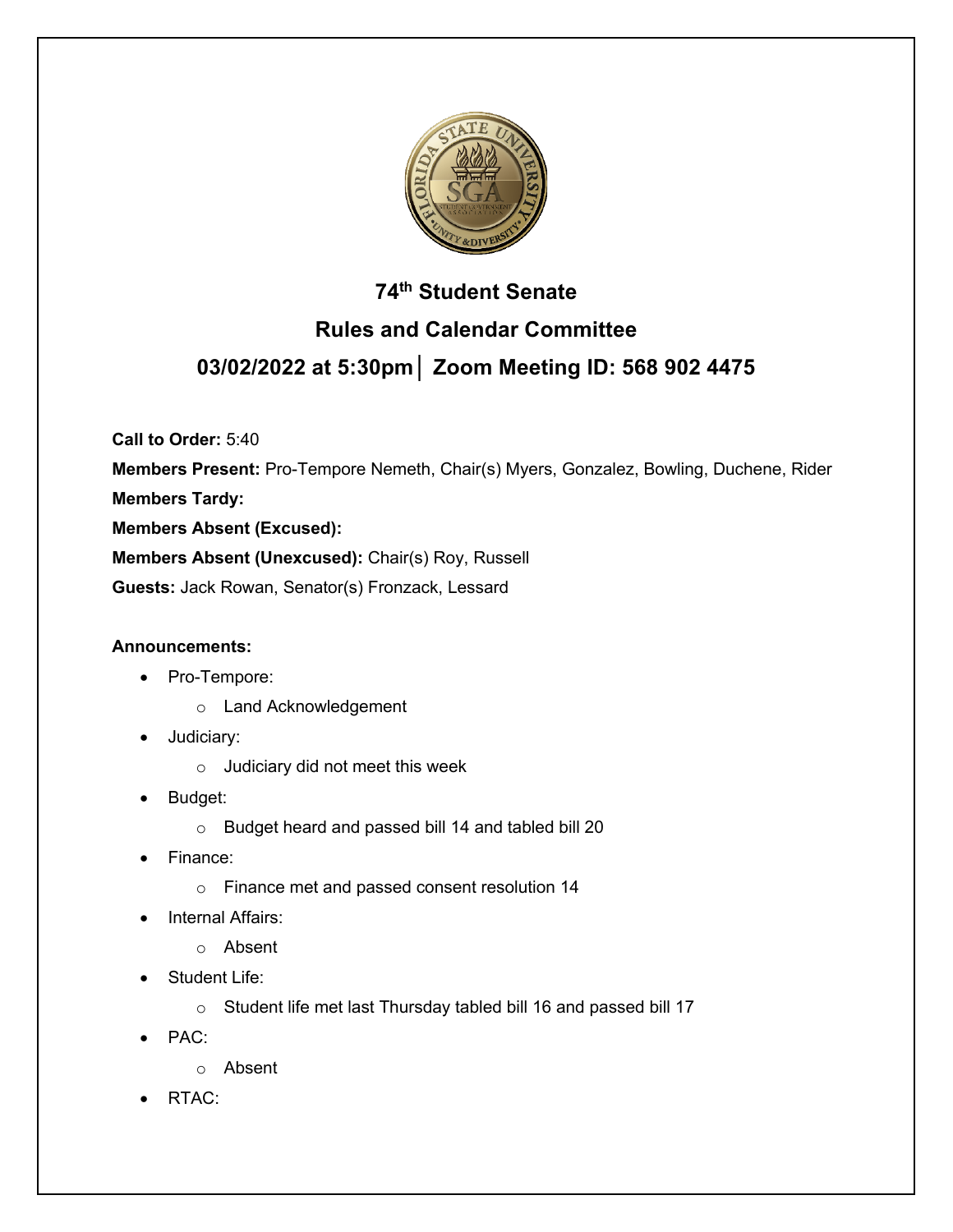# 74th Student Senate

## Rules and Calendar Committee

## 03/02/2022 at 5:30pm│ Zoom Meeting ID: 568 902 4475

**Call to Order:** 5:40

**Members Present:** Pro-Tempore Nemeth, Chair(s) Myers, Gonzalez, Bowling, Duchene, Rider

**Members Tardy:**

**Members Absent (Excused):**

**Members Absent (Unexcused):** Chair(s) Roy, Russell

**Guests:** Jack Rowan, Senator(s) Fronzack, Lessard

**Announcements:**

- Pro-Tempore:
  - Land Acknowledgement
- Judiciary:
  - Judiciary did not meet this week
- Budget:
  - Budget heard and passed bill 14 and tabled bill 20
- Finance:
  - Finance met and passed consent resolution 14
- Internal Affairs:
  - Absent
- Student Life:
  - Student life met last Thursday tabled bill 16 and passed bill 17
- PAC:
  - Absent
- RTAC: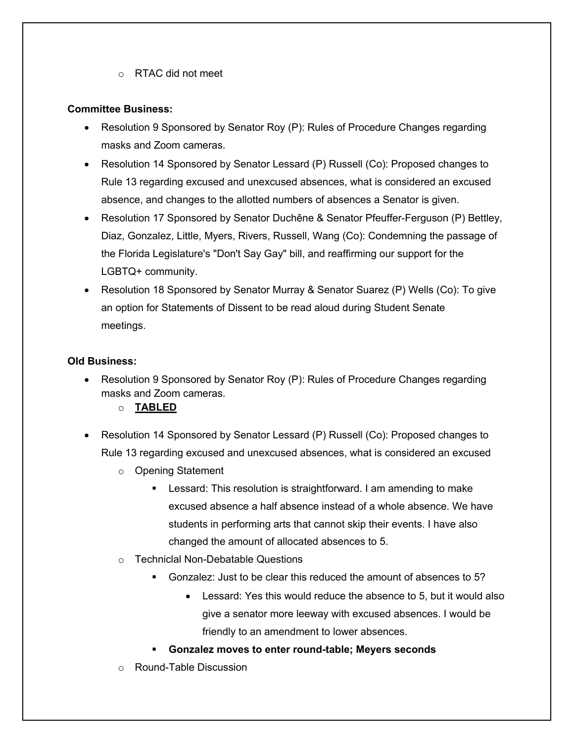- RTAC did not meet

**Committee Business:**

- Resolution 9 Sponsored by Senator Roy (P): Rules of Procedure Changes regarding masks and Zoom cameras.
- Resolution 14 Sponsored by Senator Lessard (P) Russell (Co): Proposed changes to Rule 13 regarding excused and unexcused absences, what is considered an excused absence, and changes to the allotted numbers of absences a Senator is given.
- Resolution 17 Sponsored by Senator Duchêne & Senator Pfeuffer-Ferguson (P) Bettley, Diaz, Gonzalez, Little, Myers, Rivers, Russell, Wang (Co): Condemning the passage of the Florida Legislature's "Don't Say Gay" bill, and reaffirming our support for the LGBTQ+ community.
- Resolution 18 Sponsored by Senator Murray & Senator Suarez (P) Wells (Co): To give an option for Statements of Dissent to be read aloud during Student Senate meetings.

**Old Business:**

- Resolution 9 Sponsored by Senator Roy (P): Rules of Procedure Changes regarding masks and Zoom cameras.
  - **<u>TABLED</u>**
- Resolution 14 Sponsored by Senator Lessard (P) Russell (Co): Proposed changes to Rule 13 regarding excused and unexcused absences, what is considered an excused
  - Opening Statement
    - Lessard: This resolution is straightforward. I am amending to make excused absence a half absence instead of a whole absence. We have students in performing arts that cannot skip their events. I have also changed the amount of allocated absences to 5.
  - Techniclal Non-Debatable Questions
    - Gonzalez: Just to be clear this reduced the amount of absences to 5?
      - Lessard: Yes this would reduce the absence to 5, but it would also give a senator more leeway with excused absences. I would be friendly to an amendment to lower absences.
    - **Gonzalez moves to enter round-table; Meyers seconds**
  - Round-Table Discussion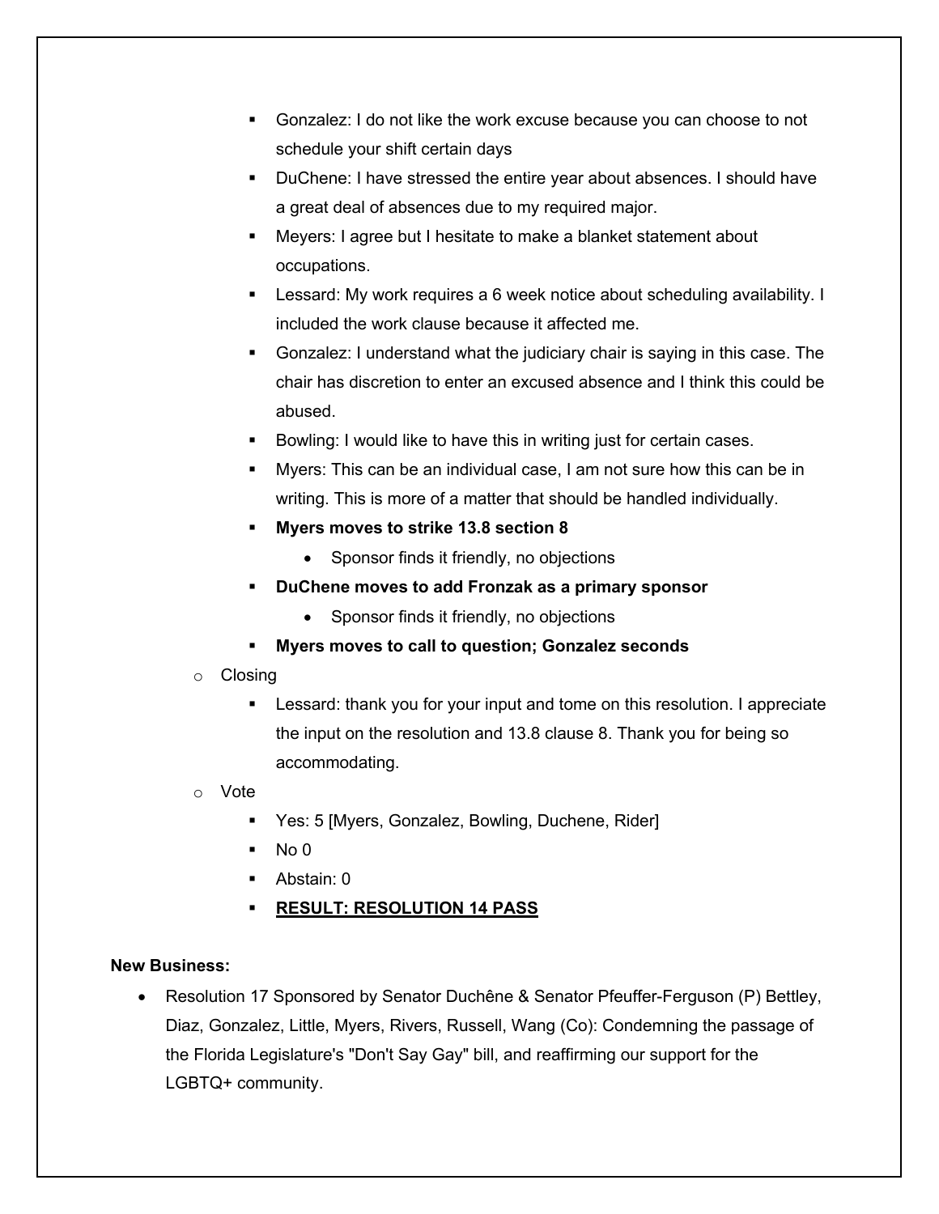- Gonzalez: I do not like the work excuse because you can choose to not schedule your shift certain days
- DuChene: I have stressed the entire year about absences. I should have a great deal of absences due to my required major.
- Meyers: I agree but I hesitate to make a blanket statement about occupations.
- Lessard: My work requires a 6 week notice about scheduling availability. I included the work clause because it affected me.
- Gonzalez: I understand what the judiciary chair is saying in this case. The chair has discretion to enter an excused absence and I think this could be abused.
- Bowling: I would like to have this in writing just for certain cases.
- Myers: This can be an individual case, I am not sure how this can be in writing. This is more of a matter that should be handled individually.
- **Myers moves to strike 13.8 section 8**
  - Sponsor finds it friendly, no objections
- **DuChene moves to add Fronzak as a primary sponsor**
  - Sponsor finds it friendly, no objections
- **Myers moves to call to question; Gonzalez seconds**

- Closing
  - Lessard: thank you for your input and tome on this resolution. I appreciate the input on the resolution and 13.8 clause 8. Thank you for being so accommodating.
- Vote
  - Yes: 5 [Myers, Gonzalez, Bowling, Duchene, Rider]
  - No 0
  - Abstain: 0
  - **<u>RESULT: RESOLUTION 14 PASS</u>**

**New Business:**

- Resolution 17 Sponsored by Senator Duchêne & Senator Pfeuffer-Ferguson (P) Bettley, Diaz, Gonzalez, Little, Myers, Rivers, Russell, Wang (Co): Condemning the passage of the Florida Legislature's "Don't Say Gay" bill, and reaffirming our support for the LGBTQ+ community.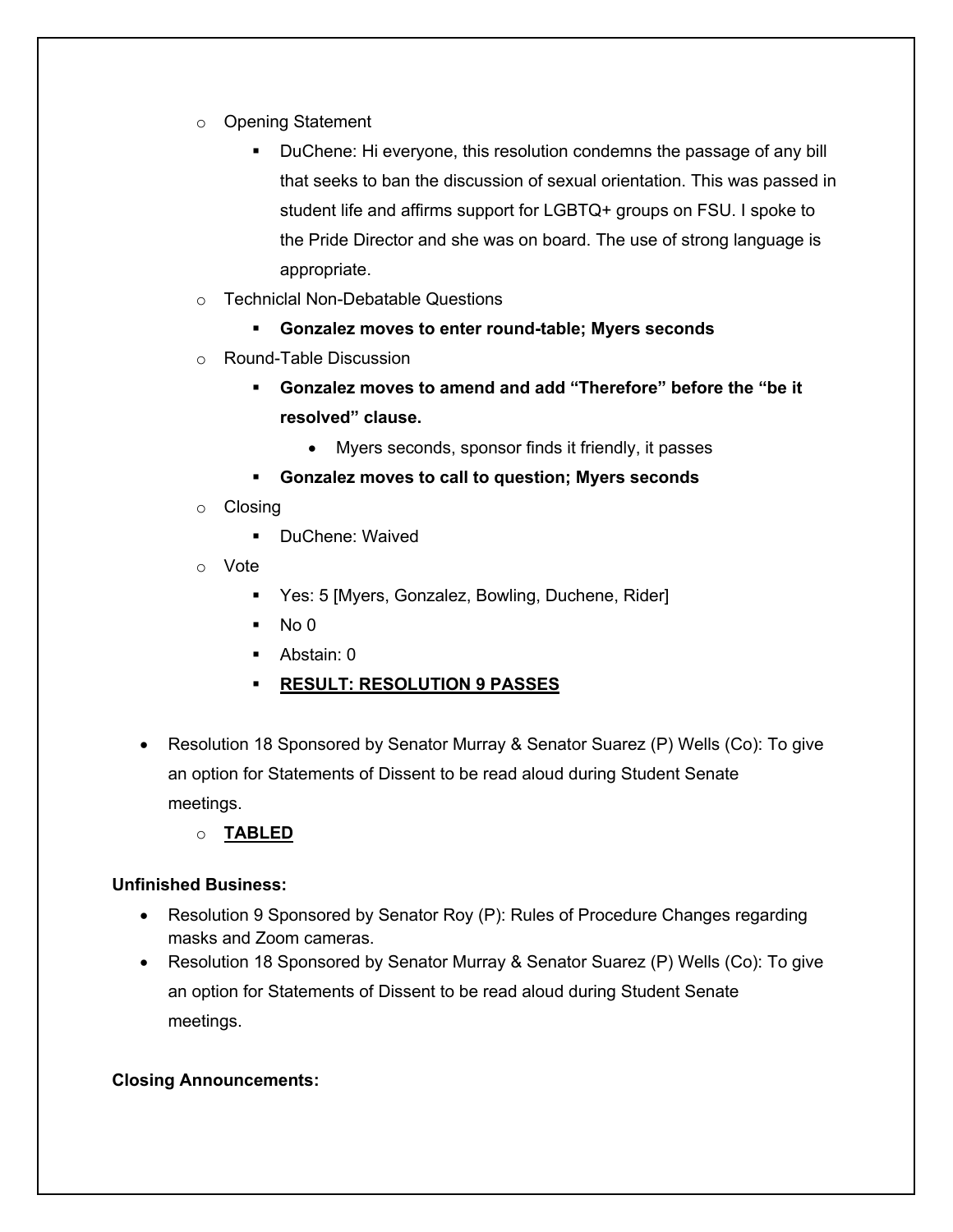- Opening Statement
  - DuChene: Hi everyone, this resolution condemns the passage of any bill that seeks to ban the discussion of sexual orientation. This was passed in student life and affirms support for LGBTQ+ groups on FSU. I spoke to the Pride Director and she was on board. The use of strong language is appropriate.
- Technicial Non-Debatable Questions
  - **Gonzalez moves to enter round-table; Myers seconds**
- Round-Table Discussion
  - **Gonzalez moves to amend and add "Therefore" before the "be it resolved" clause.**
    - Myers seconds, sponsor finds it friendly, it passes
  - **Gonzalez moves to call to question; Myers seconds**
- Closing
  - DuChene: Waived
- Vote
  - Yes: 5 [Myers, Gonzalez, Bowling, Duchene, Rider]
  - No 0
  - Abstain: 0
  - **<u>RESULT: RESOLUTION 9 PASSES</u>**

- Resolution 18 Sponsored by Senator Murray & Senator Suarez (P) Wells (Co): To give an option for Statements of Dissent to be read aloud during Student Senate meetings.
  - **<u>TABLED</u>**

**Unfinished Business:**

- Resolution 9 Sponsored by Senator Roy (P): Rules of Procedure Changes regarding masks and Zoom cameras.
- Resolution 18 Sponsored by Senator Murray & Senator Suarez (P) Wells (Co): To give an option for Statements of Dissent to be read aloud during Student Senate meetings.

**Closing Announcements:**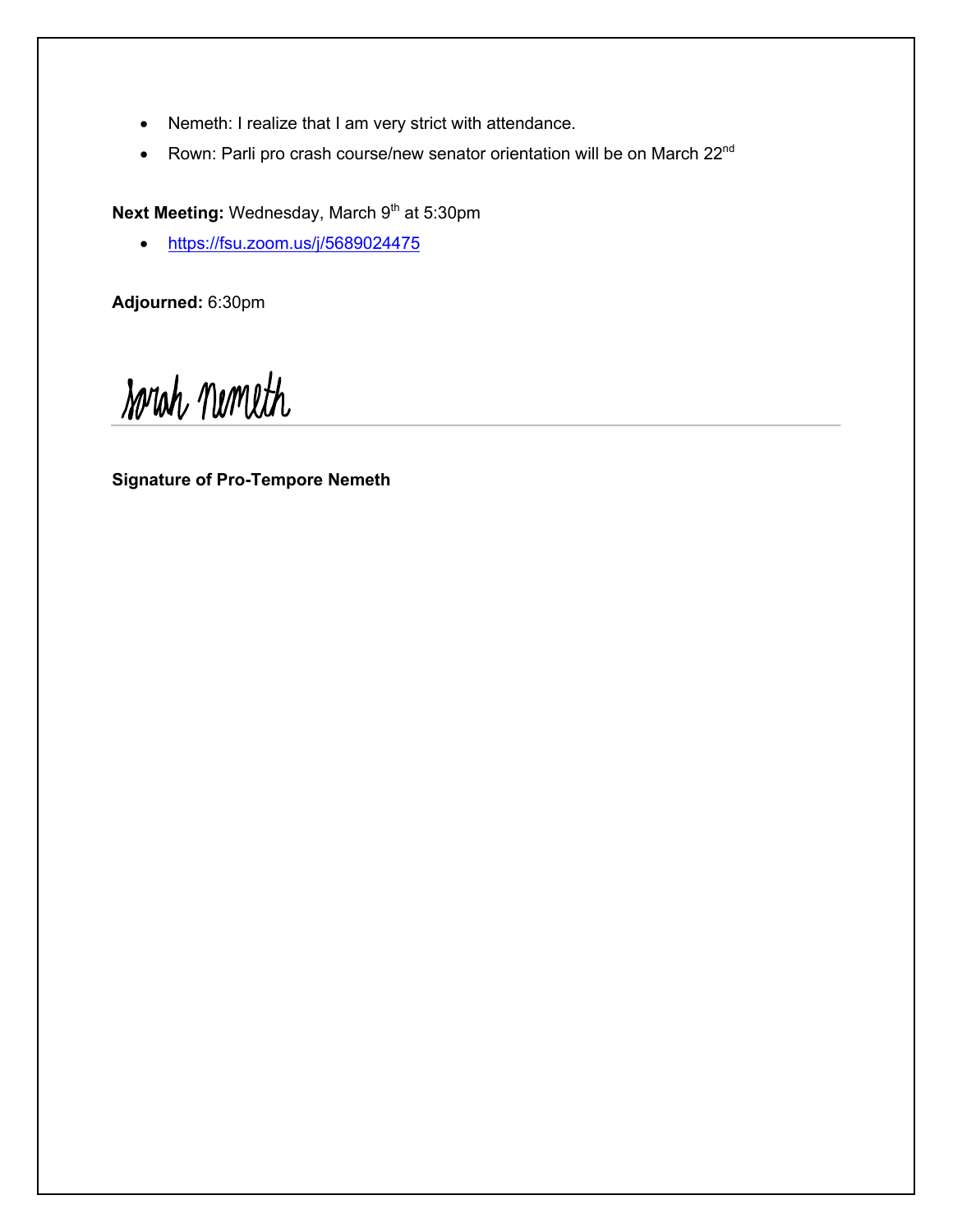- Nemeth: I realize that I am very strict with attendance.
- Rown: Parli pro crash course/new senator orientation will be on March 22nd

**Next Meeting:** Wednesday, March 9th at 5:30pm

- https://fsu.zoom.us/j/5689024475

**Adjourned:** 6:30pm

Sarah Nemeth

---

**Signature of Pro-Tempore Nemeth**